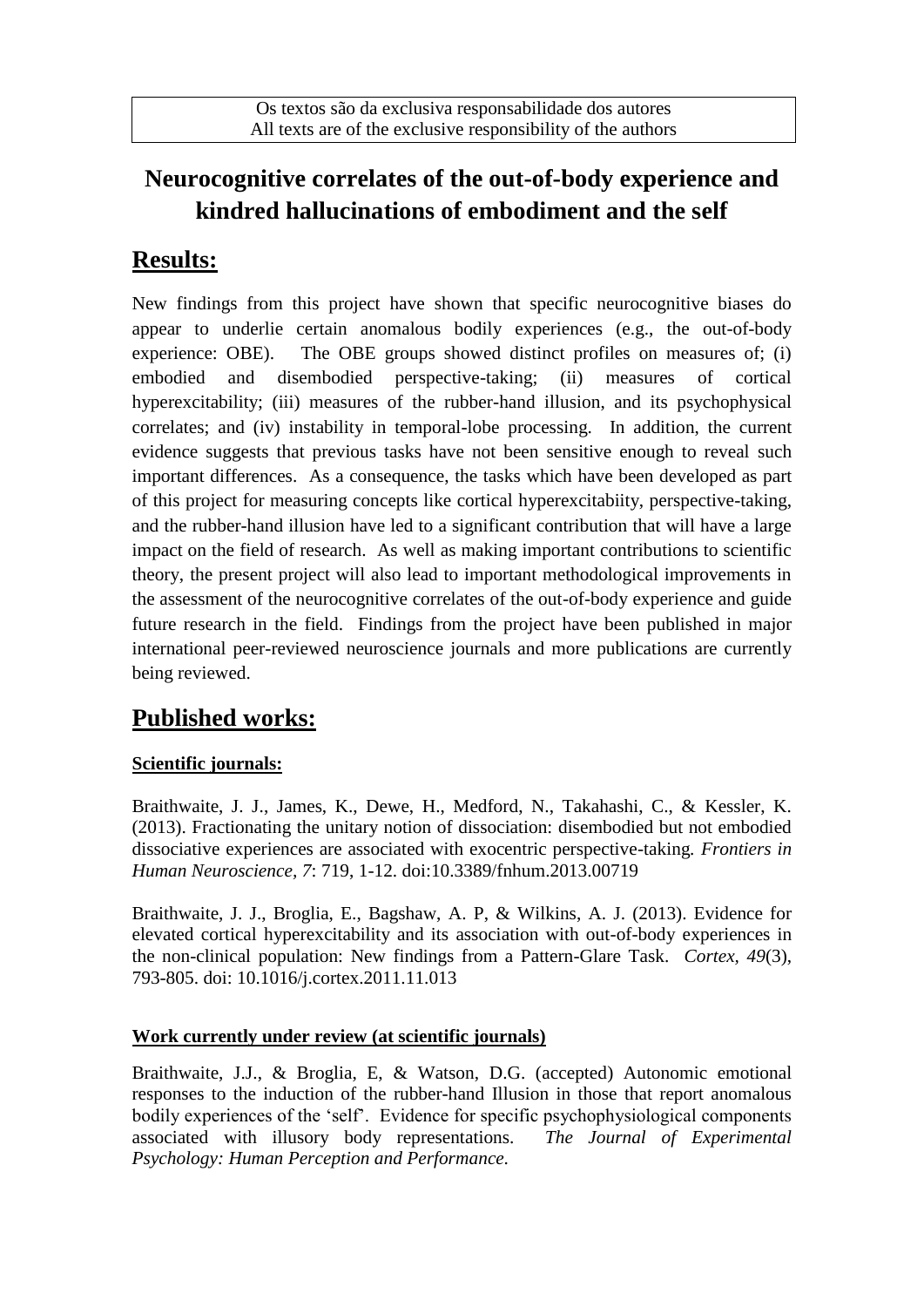Os textos são da exclusiva responsabilidade dos autores
All texts are of the exclusive responsibility of the authors

# Neurocognitive correlates of the out-of-body experience and kindred hallucinations of embodiment and the self

## Results:

New findings from this project have shown that specific neurocognitive biases do appear to underlie certain anomalous bodily experiences (e.g., the out-of-body experience: OBE). The OBE groups showed distinct profiles on measures of; (i) embodied and disembodied perspective-taking; (ii) measures of cortical hyperexcitability; (iii) measures of the rubber-hand illusion, and its psychophysical correlates; and (iv) instability in temporal-lobe processing. In addition, the current evidence suggests that previous tasks have not been sensitive enough to reveal such important differences. As a consequence, the tasks which have been developed as part of this project for measuring concepts like cortical hyperexcitabiity, perspective-taking, and the rubber-hand illusion have led to a significant contribution that will have a large impact on the field of research. As well as making important contributions to scientific theory, the present project will also lead to important methodological improvements in the assessment of the neurocognitive correlates of the out-of-body experience and guide future research in the field. Findings from the project have been published in major international peer-reviewed neuroscience journals and more publications are currently being reviewed.

## Published works:

### Scientific journals:

Braithwaite, J. J., James, K., Dewe, H., Medford, N., Takahashi, C., & Kessler, K. (2013). Fractionating the unitary notion of dissociation: disembodied but not embodied dissociative experiences are associated with exocentric perspective-taking. *Frontiers in Human Neuroscience, 7*: 719, 1-12. doi:10.3389/fnhum.2013.00719

Braithwaite, J. J., Broglia, E., Bagshaw, A. P, & Wilkins, A. J. (2013). Evidence for elevated cortical hyperexcitability and its association with out-of-body experiences in the non-clinical population: New findings from a Pattern-Glare Task. *Cortex, 49*(3), 793-805. doi: 10.1016/j.cortex.2011.11.013

### Work currently under review (at scientific journals)

Braithwaite, J.J., & Broglia, E, & Watson, D.G. (accepted) Autonomic emotional responses to the induction of the rubber-hand Illusion in those that report anomalous bodily experiences of the 'self'. Evidence for specific psychophysiological components associated with illusory body representations. *The Journal of Experimental Psychology: Human Perception and Performance.*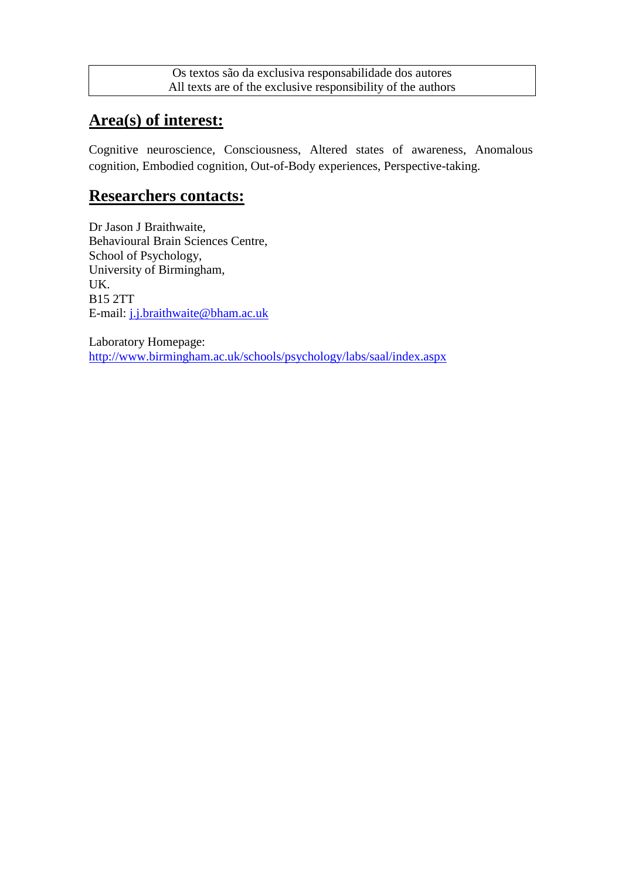Os textos são da exclusiva responsabilidade dos autores
All texts are of the exclusive responsibility of the authors

## Area(s) of interest:

Cognitive neuroscience, Consciousness, Altered states of awareness, Anomalous cognition, Embodied cognition, Out-of-Body experiences, Perspective-taking.

## Researchers contacts:

Dr Jason J Braithwaite,
Behavioural Brain Sciences Centre,
School of Psychology,
University of Birmingham,
UK.
B15 2TT
E-mail: j.j.braithwaite@bham.ac.uk

Laboratory Homepage:
http://www.birmingham.ac.uk/schools/psychology/labs/saal/index.aspx